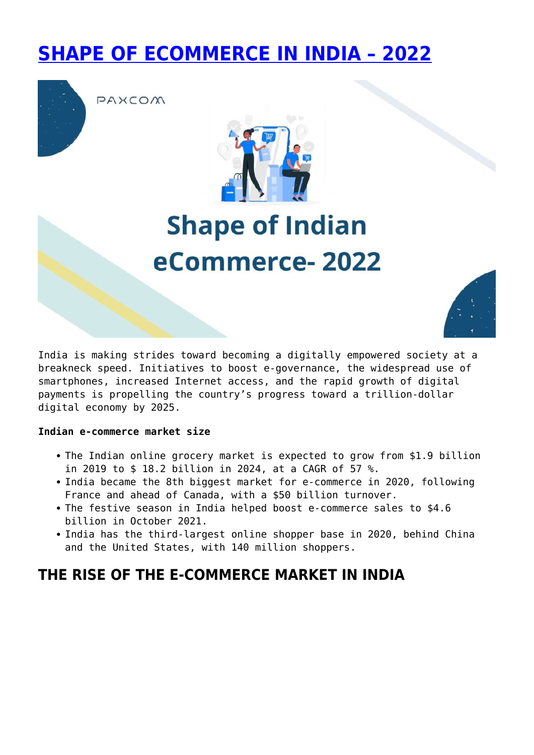# SHAPE OF ECOMMERCE IN INDIA – 2022

India is making strides toward becoming a digitally empowered society at a breakneck speed. Initiatives to boost e-governance, the widespread use of smartphones, increased Internet access, and the rapid growth of digital payments is propelling the country's progress toward a trillion-dollar digital economy by 2025.

**Indian e-commerce market size**

- The Indian online grocery market is expected to grow from $1.9 billion in 2019 to $ 18.2 billion in 2024, at a CAGR of 57 %.
- India became the 8th biggest market for e-commerce in 2020, following France and ahead of Canada, with a $50 billion turnover.
- The festive season in India helped boost e-commerce sales to $4.6 billion in October 2021.
- India has the third-largest online shopper base in 2020, behind China and the United States, with 140 million shoppers.

## THE RISE OF THE E-COMMERCE MARKET IN INDIA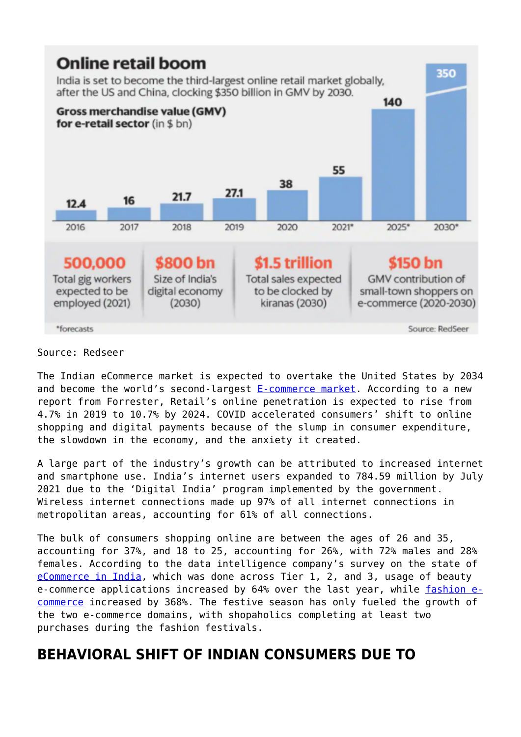## Online retail boom

India is set to become the third-largest online retail market globally, after the US and China, clocking $350 billion in GMV by 2030.

**Gross merchandise value (GMV) for e-retail sector** (in $ bn)

| Year | 2016 | 2017 | 2018 | 2019 | 2020 | 2021* | 2025* | 2030* |
|---|---|---|---|---|---|---|---|---|
| GMV | 12.4 | 16 | 21.7 | 27.1 | 38 | 55 | 140 | 350 |

| 500,000 | $800 bn | $1.5 trillion | $150 bn |
|---|---|---|---|
| Total gig workers expected to be employed (2021) | Size of India's digital economy (2030) | Total sales expected to be clocked by kiranas (2030) | GMV contribution of small-town shoppers on e-commerce (2020-2030) |

*forecasts

Source: RedSeer

Source: Redseer

The Indian eCommerce market is expected to overtake the United States by 2034 and become the world's second-largest E-commerce market. According to a new report from Forrester, Retail's online penetration is expected to rise from 4.7% in 2019 to 10.7% by 2024. COVID accelerated consumers' shift to online shopping and digital payments because of the slump in consumer expenditure, the slowdown in the economy, and the anxiety it created.

A large part of the industry's growth can be attributed to increased internet and smartphone use. India's internet users expanded to 784.59 million by July 2021 due to the 'Digital India' program implemented by the government. Wireless internet connections made up 97% of all internet connections in metropolitan areas, accounting for 61% of all connections.

The bulk of consumers shopping online are between the ages of 26 and 35, accounting for 37%, and 18 to 25, accounting for 26%, with 72% males and 28% females. According to the data intelligence company's survey on the state of eCommerce in India, which was done across Tier 1, 2, and 3, usage of beauty e-commerce applications increased by 64% over the last year, while fashion e-commerce increased by 368%. The festive season has only fueled the growth of the two e-commerce domains, with shopaholics completing at least two purchases during the fashion festivals.

## BEHAVIORAL SHIFT OF INDIAN CONSUMERS DUE TO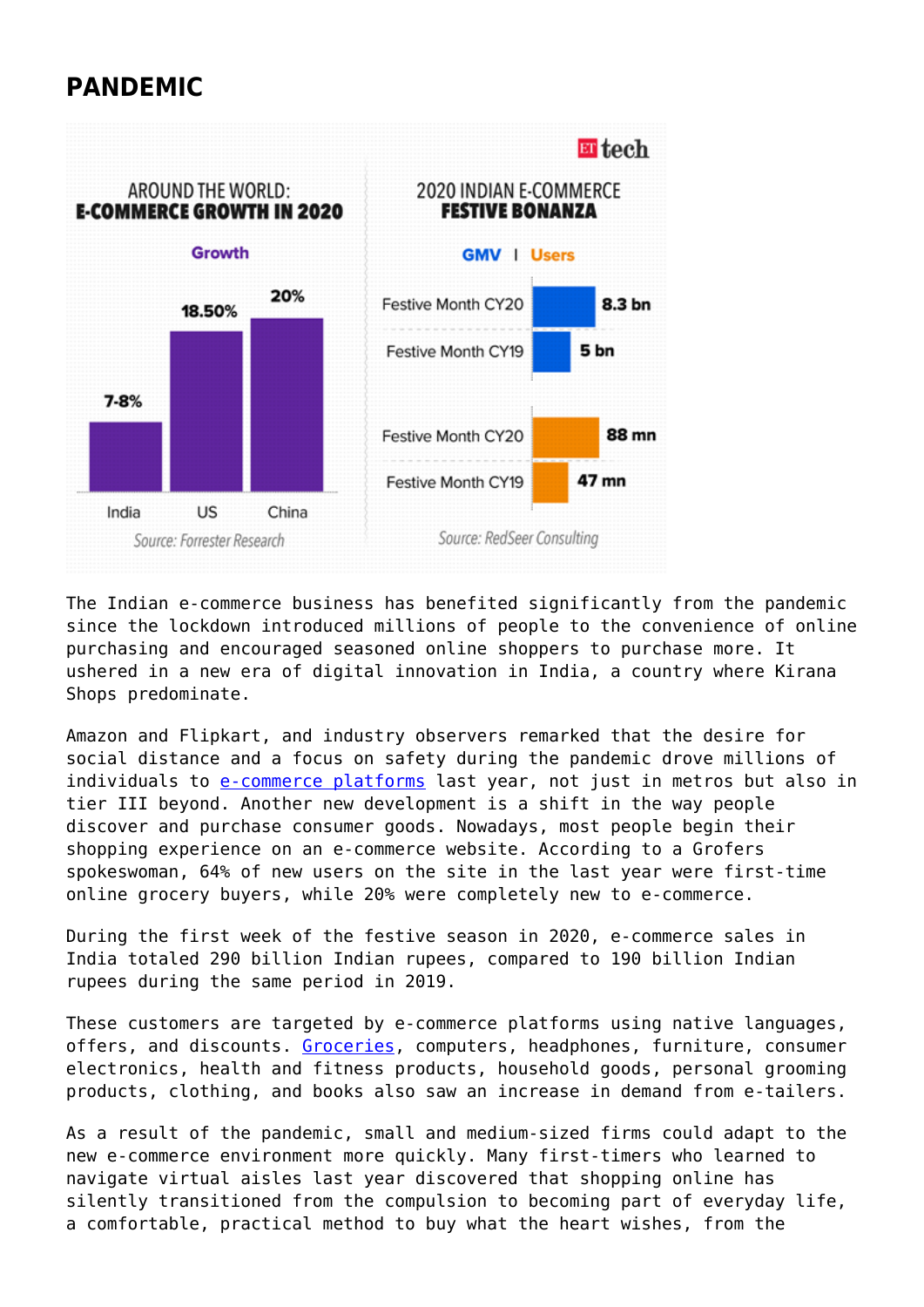# PANDEMIC

**AROUND THE WORLD: E-COMMERCE GROWTH IN 2020**

| | Growth |
|---|---|
| India | 7-8% |
| US | 18.50% |
| China | 20% |

*Source: Forrester Research*

**2020 INDIAN E-COMMERCE FESTIVE BONANZA**

| | GMV | Users |
|---|---|---|
| Festive Month CY20 | 8.3 bn | 88 mn |
| Festive Month CY19 | 5 bn | 47 mn |

*Source: RedSeer Consulting*

The Indian e-commerce business has benefited significantly from the pandemic since the lockdown introduced millions of people to the convenience of online purchasing and encouraged seasoned online shoppers to purchase more. It ushered in a new era of digital innovation in India, a country where Kirana Shops predominate.

Amazon and Flipkart, and industry observers remarked that the desire for social distance and a focus on safety during the pandemic drove millions of individuals to e-commerce platforms last year, not just in metros but also in tier III beyond. Another new development is a shift in the way people discover and purchase consumer goods. Nowadays, most people begin their shopping experience on an e-commerce website. According to a Grofers spokeswoman, 64% of new users on the site in the last year were first-time online grocery buyers, while 20% were completely new to e-commerce.

During the first week of the festive season in 2020, e-commerce sales in India totaled 290 billion Indian rupees, compared to 190 billion Indian rupees during the same period in 2019.

These customers are targeted by e-commerce platforms using native languages, offers, and discounts. Groceries, computers, headphones, furniture, consumer electronics, health and fitness products, household goods, personal grooming products, clothing, and books also saw an increase in demand from e-tailers.

As a result of the pandemic, small and medium-sized firms could adapt to the new e-commerce environment more quickly. Many first-timers who learned to navigate virtual aisles last year discovered that shopping online has silently transitioned from the compulsion to becoming part of everyday life, a comfortable, practical method to buy what the heart wishes, from the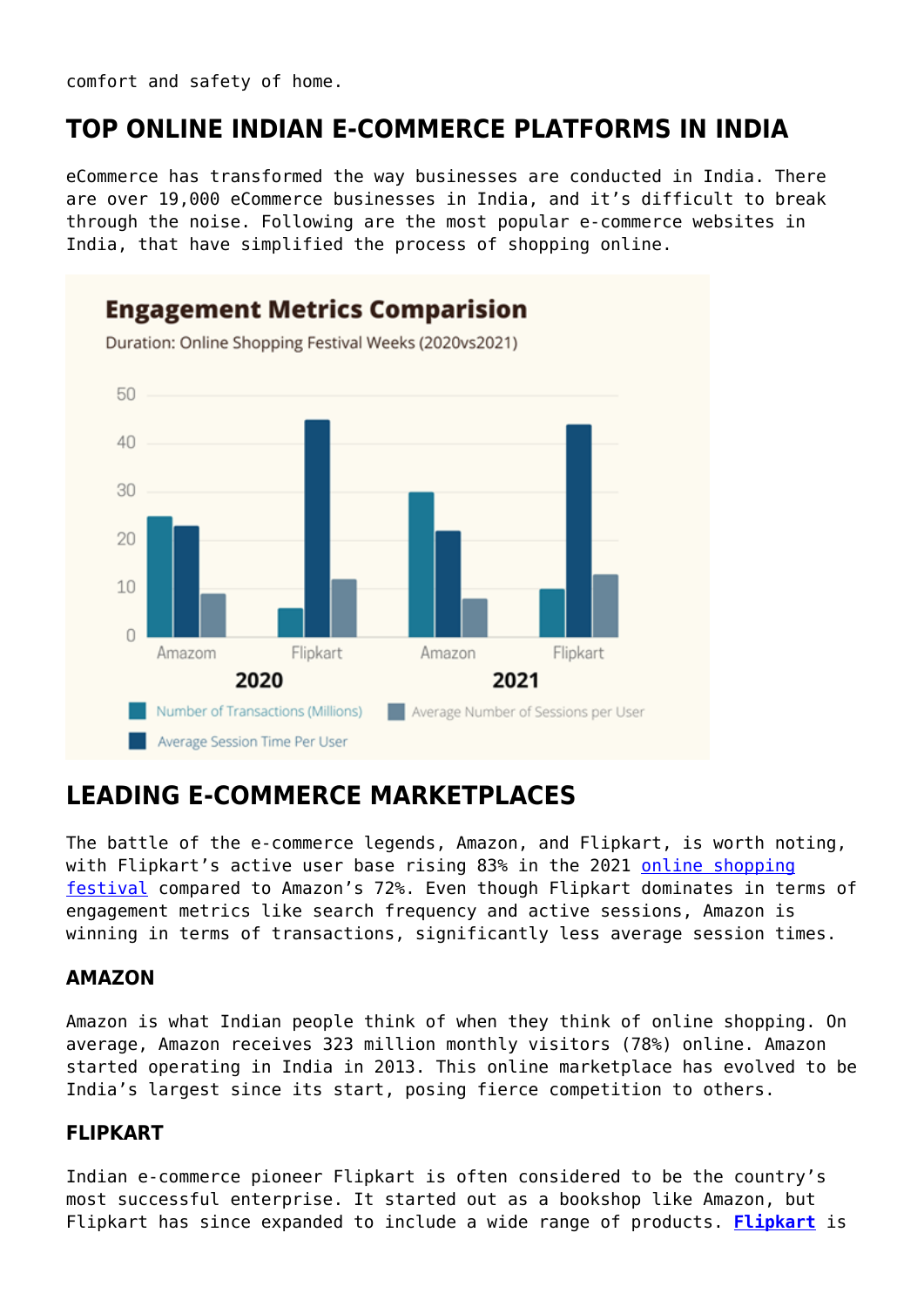comfort and safety of home.

## TOP ONLINE INDIAN E-COMMERCE PLATFORMS IN INDIA

eCommerce has transformed the way businesses are conducted in India. There are over 19,000 eCommerce businesses in India, and it's difficult to break through the noise. Following are the most popular e-commerce websites in India, that have simplified the process of shopping online.

## LEADING E-COMMERCE MARKETPLACES

The battle of the e-commerce legends, Amazon, and Flipkart, is worth noting, with Flipkart's active user base rising 83% in the 2021 online shopping festival compared to Amazon's 72%. Even though Flipkart dominates in terms of engagement metrics like search frequency and active sessions, Amazon is winning in terms of transactions, significantly less average session times.

### AMAZON

Amazon is what Indian people think of when they think of online shopping. On average, Amazon receives 323 million monthly visitors (78%) online. Amazon started operating in India in 2013. This online marketplace has evolved to be India's largest since its start, posing fierce competition to others.

### FLIPKART

Indian e-commerce pioneer Flipkart is often considered to be the country's most successful enterprise. It started out as a bookshop like Amazon, but Flipkart has since expanded to include a wide range of products. **Flipkart** is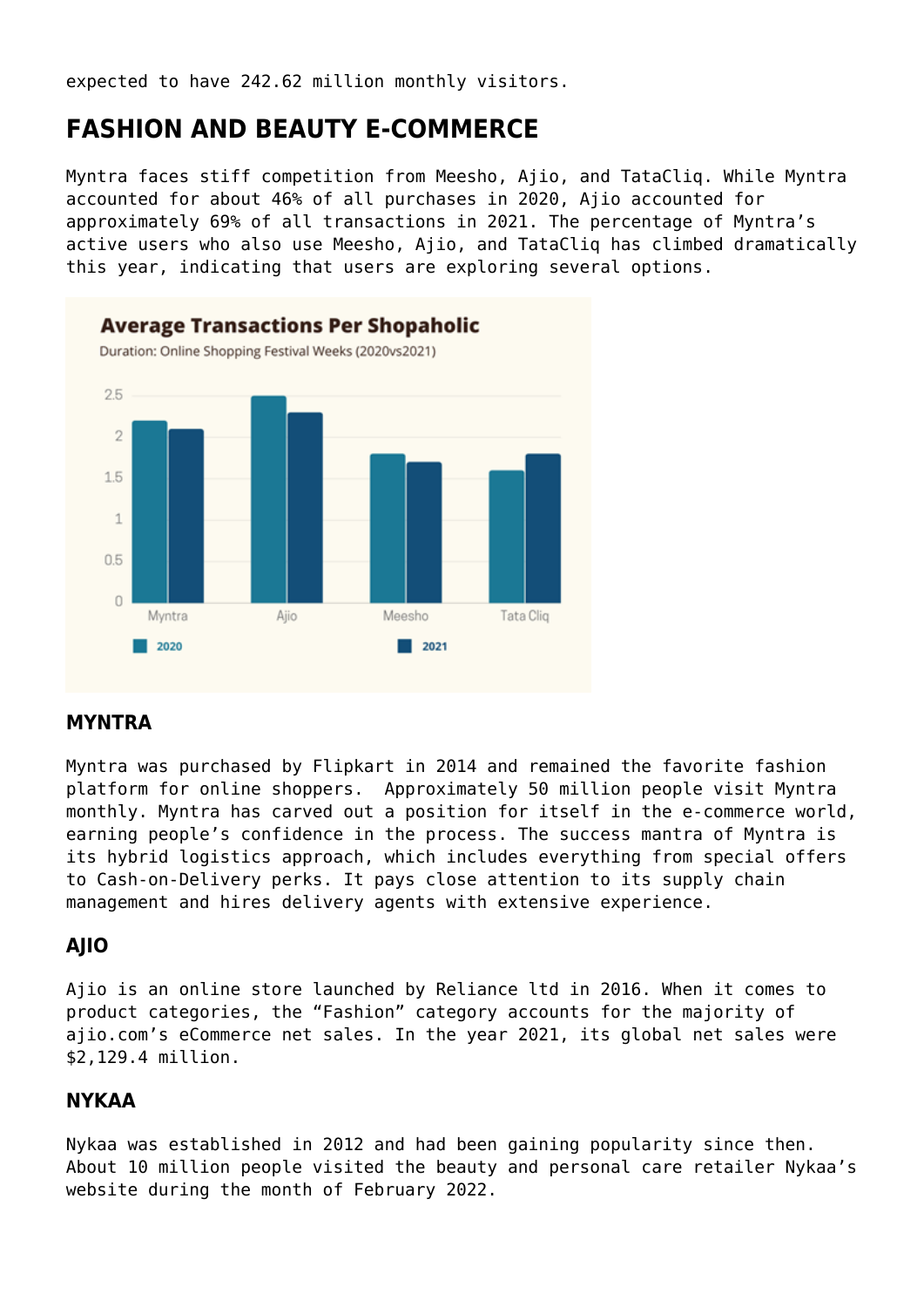expected to have 242.62 million monthly visitors.

## FASHION AND BEAUTY E-COMMERCE

Myntra faces stiff competition from Meesho, Ajio, and TataCliq. While Myntra accounted for about 46% of all purchases in 2020, Ajio accounted for approximately 69% of all transactions in 2021. The percentage of Myntra's active users who also use Meesho, Ajio, and TataCliq has climbed dramatically this year, indicating that users are exploring several options.

**Average Transactions Per Shopaholic**

Duration: Online Shopping Festival Weeks (2020vs2021)

| | 2020 | 2021 |
|---|---|---|
| Myntra | 2.2 | 2.1 |
| Ajio | 2.5 | 2.3 |
| Meesho | 1.8 | 1.7 |
| Tata Cliq | 1.6 | 1.8 |

### MYNTRA

Myntra was purchased by Flipkart in 2014 and remained the favorite fashion platform for online shoppers. Approximately 50 million people visit Myntra monthly. Myntra has carved out a position for itself in the e-commerce world, earning people's confidence in the process. The success mantra of Myntra is its hybrid logistics approach, which includes everything from special offers to Cash-on-Delivery perks. It pays close attention to its supply chain management and hires delivery agents with extensive experience.

### AJIO

Ajio is an online store launched by Reliance ltd in 2016. When it comes to product categories, the "Fashion" category accounts for the majority of ajio.com's eCommerce net sales. In the year 2021, its global net sales were $2,129.4 million.

### NYKAA

Nykaa was established in 2012 and had been gaining popularity since then. About 10 million people visited the beauty and personal care retailer Nykaa's website during the month of February 2022.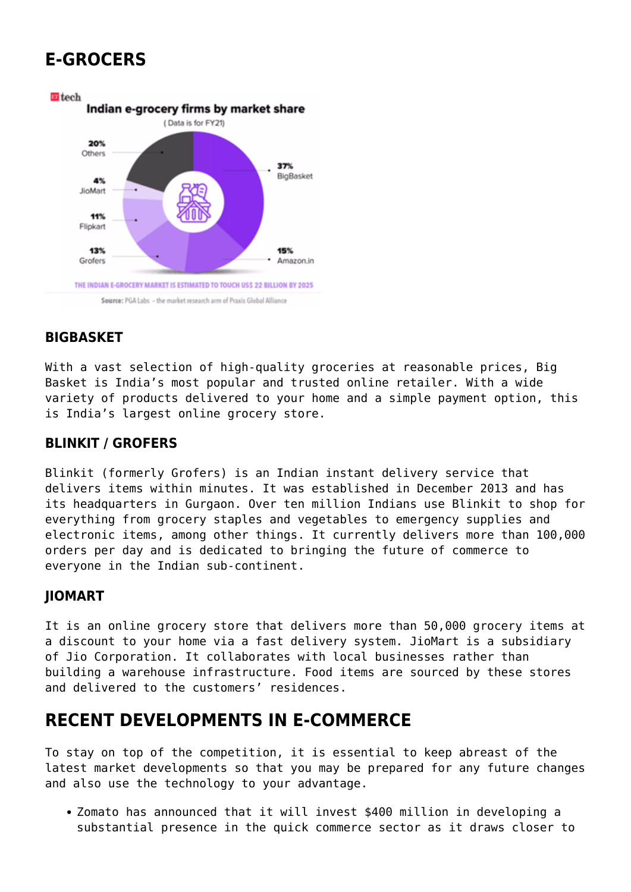## E-GROCERS

### BIGBASKET

With a vast selection of high-quality groceries at reasonable prices, Big Basket is India's most popular and trusted online retailer. With a wide variety of products delivered to your home and a simple payment option, this is India's largest online grocery store.

### BLINKIT / GROFERS

Blinkit (formerly Grofers) is an Indian instant delivery service that delivers items within minutes. It was established in December 2013 and has its headquarters in Gurgaon. Over ten million Indians use Blinkit to shop for everything from grocery staples and vegetables to emergency supplies and electronic items, among other things. It currently delivers more than 100,000 orders per day and is dedicated to bringing the future of commerce to everyone in the Indian sub-continent.

### JIOMART

It is an online grocery store that delivers more than 50,000 grocery items at a discount to your home via a fast delivery system. JioMart is a subsidiary of Jio Corporation. It collaborates with local businesses rather than building a warehouse infrastructure. Food items are sourced by these stores and delivered to the customers' residences.

## RECENT DEVELOPMENTS IN E-COMMERCE

To stay on top of the competition, it is essential to keep abreast of the latest market developments so that you may be prepared for any future changes and also use the technology to your advantage.

- Zomato has announced that it will invest $400 million in developing a substantial presence in the quick commerce sector as it draws closer to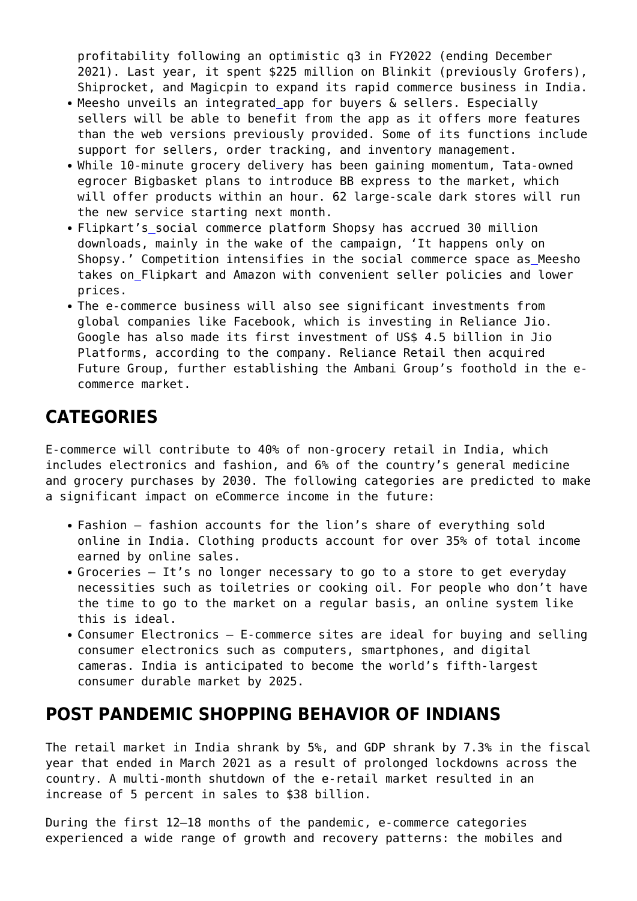profitability following an optimistic q3 in FY2022 (ending December 2021). Last year, it spent $225 million on Blinkit (previously Grofers), Shiprocket, and Magicpin to expand its rapid commerce business in India.

- Meesho unveils an integrated app for buyers & sellers. Especially sellers will be able to benefit from the app as it offers more features than the web versions previously provided. Some of its functions include support for sellers, order tracking, and inventory management.
- While 10-minute grocery delivery has been gaining momentum, Tata-owned egrocer Bigbasket plans to introduce BB express to the market, which will offer products within an hour. 62 large-scale dark stores will run the new service starting next month.
- Flipkart's social commerce platform Shopsy has accrued 30 million downloads, mainly in the wake of the campaign, 'It happens only on Shopsy.' Competition intensifies in the social commerce space as Meesho takes on Flipkart and Amazon with convenient seller policies and lower prices.
- The e-commerce business will also see significant investments from global companies like Facebook, which is investing in Reliance Jio. Google has also made its first investment of US$ 4.5 billion in Jio Platforms, according to the company. Reliance Retail then acquired Future Group, further establishing the Ambani Group's foothold in the e-commerce market.

## CATEGORIES

E-commerce will contribute to 40% of non-grocery retail in India, which includes electronics and fashion, and 6% of the country's general medicine and grocery purchases by 2030. The following categories are predicted to make a significant impact on eCommerce income in the future:

- Fashion – fashion accounts for the lion's share of everything sold online in India. Clothing products account for over 35% of total income earned by online sales.
- Groceries – It's no longer necessary to go to a store to get everyday necessities such as toiletries or cooking oil. For people who don't have the time to go to the market on a regular basis, an online system like this is ideal.
- Consumer Electronics – E-commerce sites are ideal for buying and selling consumer electronics such as computers, smartphones, and digital cameras. India is anticipated to become the world's fifth-largest consumer durable market by 2025.

## POST PANDEMIC SHOPPING BEHAVIOR OF INDIANS

The retail market in India shrank by 5%, and GDP shrank by 7.3% in the fiscal year that ended in March 2021 as a result of prolonged lockdowns across the country. A multi-month shutdown of the e-retail market resulted in an increase of 5 percent in sales to $38 billion.

During the first 12–18 months of the pandemic, e-commerce categories experienced a wide range of growth and recovery patterns: the mobiles and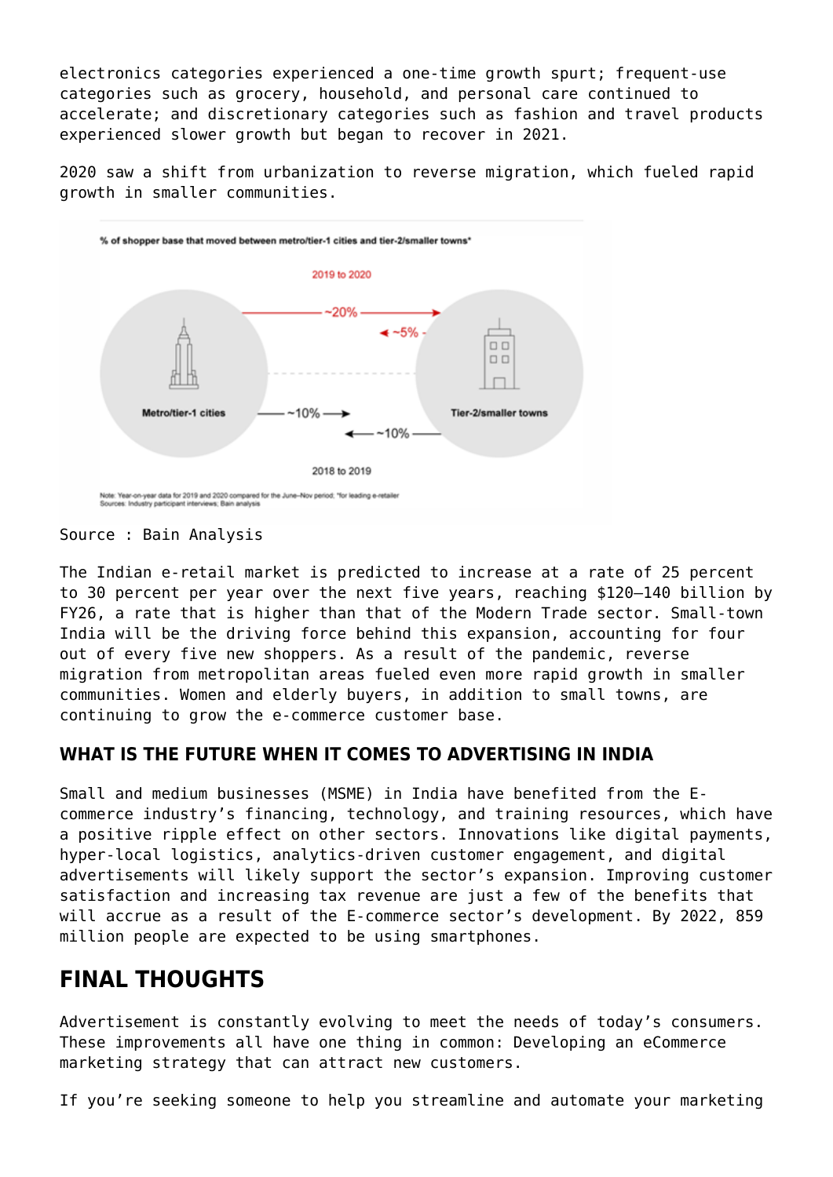electronics categories experienced a one-time growth spurt; frequent-use categories such as grocery, household, and personal care continued to accelerate; and discretionary categories such as fashion and travel products experienced slower growth but began to recover in 2021.

2020 saw a shift from urbanization to reverse migration, which fueled rapid growth in smaller communities.

Source : Bain Analysis

The Indian e-retail market is predicted to increase at a rate of 25 percent to 30 percent per year over the next five years, reaching $120–140 billion by FY26, a rate that is higher than that of the Modern Trade sector. Small-town India will be the driving force behind this expansion, accounting for four out of every five new shoppers. As a result of the pandemic, reverse migration from metropolitan areas fueled even more rapid growth in smaller communities. Women and elderly buyers, in addition to small towns, are continuing to grow the e-commerce customer base.

### WHAT IS THE FUTURE WHEN IT COMES TO ADVERTISING IN INDIA

Small and medium businesses (MSME) in India have benefited from the E-commerce industry's financing, technology, and training resources, which have a positive ripple effect on other sectors. Innovations like digital payments, hyper-local logistics, analytics-driven customer engagement, and digital advertisements will likely support the sector's expansion. Improving customer satisfaction and increasing tax revenue are just a few of the benefits that will accrue as a result of the E-commerce sector's development. By 2022, 859 million people are expected to be using smartphones.

## FINAL THOUGHTS

Advertisement is constantly evolving to meet the needs of today's consumers. These improvements all have one thing in common: Developing an eCommerce marketing strategy that can attract new customers.

If you're seeking someone to help you streamline and automate your marketing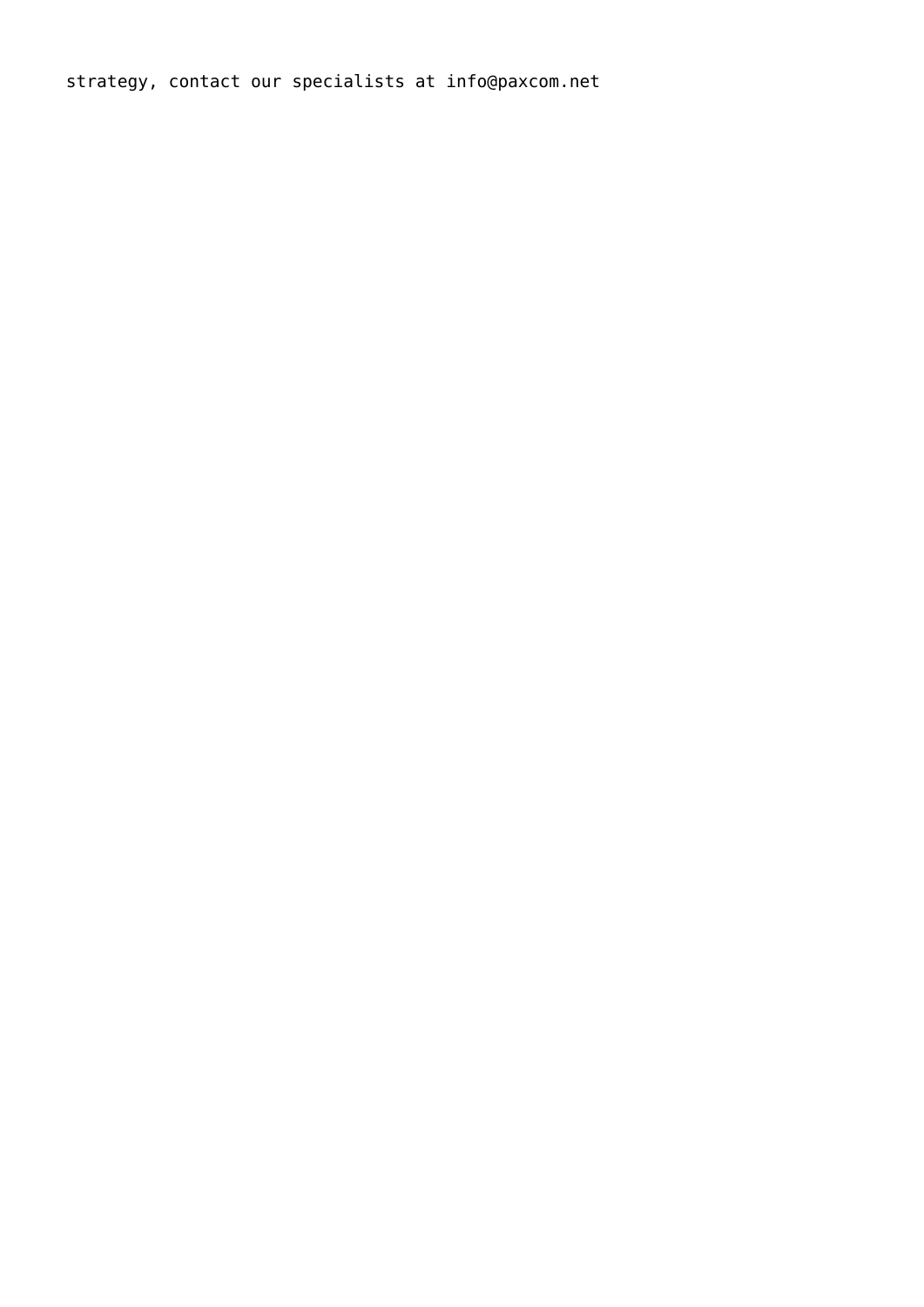strategy, contact our specialists at info@paxcom.net